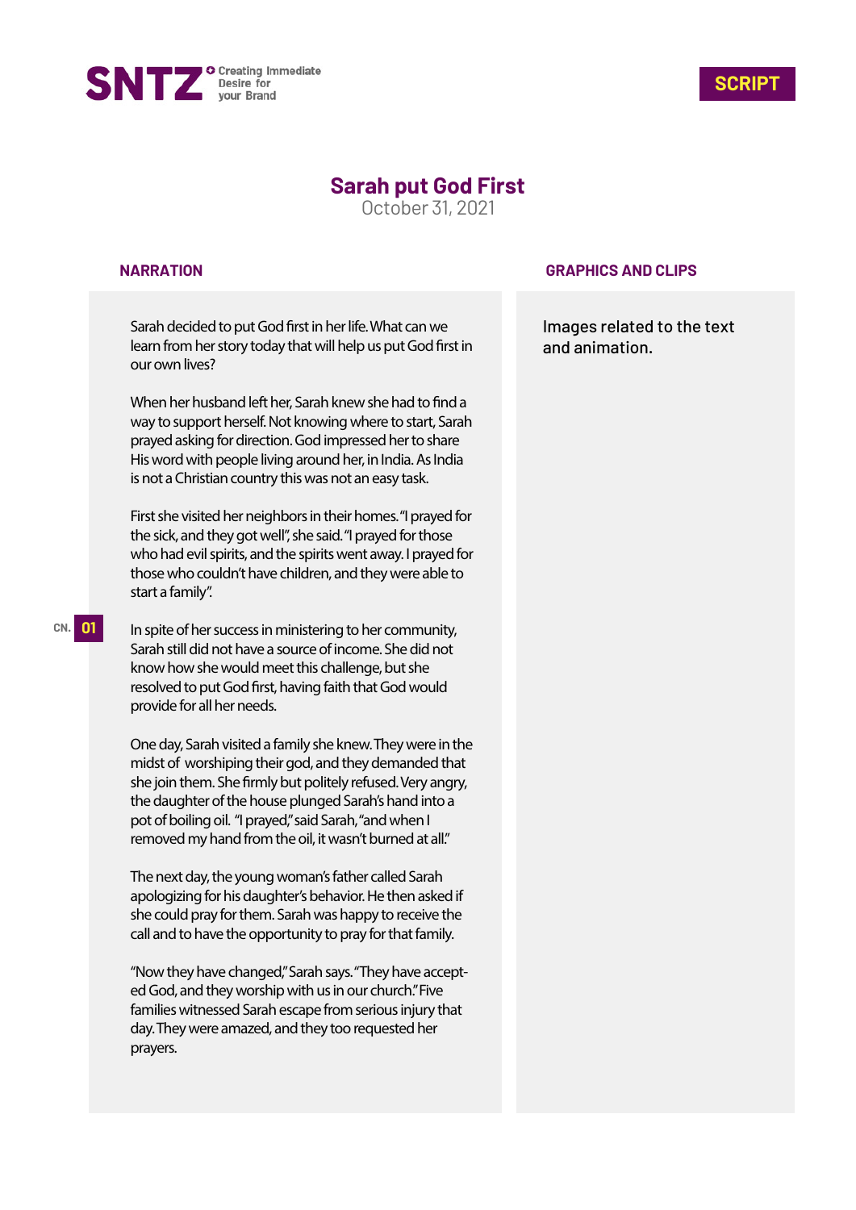SNTZ Creating Immediate Desire for your Brand

**SCRIPT**

# Sarah put God First

October 31, 2021

| NARRATION | GRAPHICS AND CLIPS |
|---|---|
| Sarah decided to put God first in her life. What can we learn from her story today that will help us put God first in our own lives?<br><br>When her husband left her, Sarah knew she had to find a way to support herself. Not knowing where to start, Sarah prayed asking for direction. God impressed her to share His word with people living around her, in India. As India is not a Christian country this was not an easy task.<br><br>First she visited her neighbors in their homes. "I prayed for the sick, and they got well", she said. "I prayed for those who had evil spirits, and the spirits went away. I prayed for those who couldn't have children, and they were able to start a family".<br><br>**CN. 01**<br><br>In spite of her success in ministering to her community, Sarah still did not have a source of income. She did not know how she would meet this challenge, but she resolved to put God first, having faith that God would provide for all her needs.<br><br>One day, Sarah visited a family she knew. They were in the midst of worshiping their god, and they demanded that she join them. She firmly but politely refused. Very angry, the daughter of the house plunged Sarah's hand into a pot of boiling oil. "I prayed," said Sarah, "and when I removed my hand from the oil, it wasn't burned at all."<br><br>The next day, the young woman's father called Sarah apologizing for his daughter's behavior. He then asked if she could pray for them. Sarah was happy to receive the call and to have the opportunity to pray for that family.<br><br>"Now they have changed," Sarah says. "They have accepted God, and they worship with us in our church." Five families witnessed Sarah escape from serious injury that day. They were amazed, and they too requested her prayers. | Images related to the text and animation. |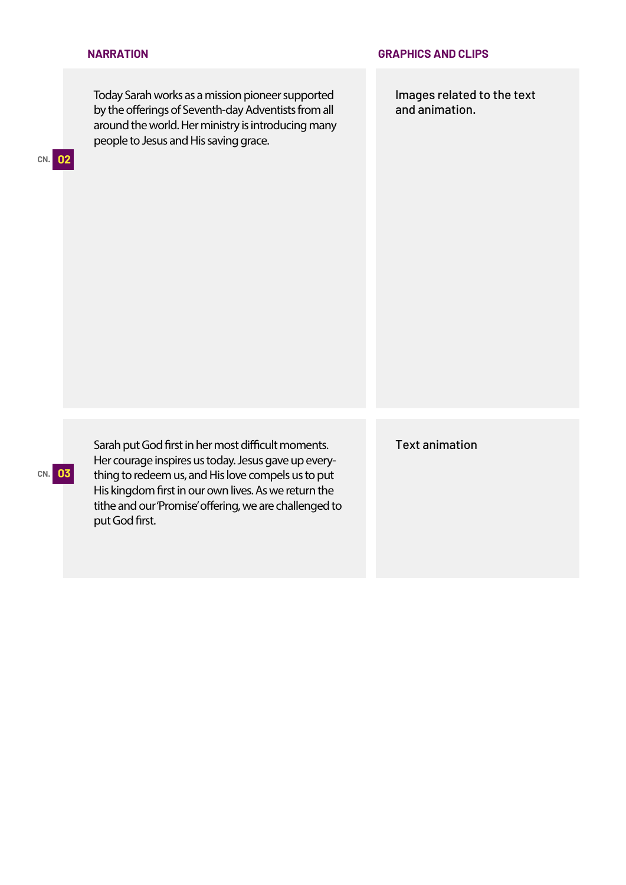| CN. | NARRATION | GRAPHICS AND CLIPS |
| --- | --- | --- |
| 02 | Today Sarah works as a mission pioneer supported by the offerings of Seventh-day Adventists from all around the world. Her ministry is introducing many people to Jesus and His saving grace. | Images related to the text and animation. |
| 03 | Sarah put God first in her most difficult moments. Her courage inspires us today. Jesus gave up everything to redeem us, and His love compels us to put His kingdom first in our own lives. As we return the tithe and our 'Promise' offering, we are challenged to put God first. | Text animation |